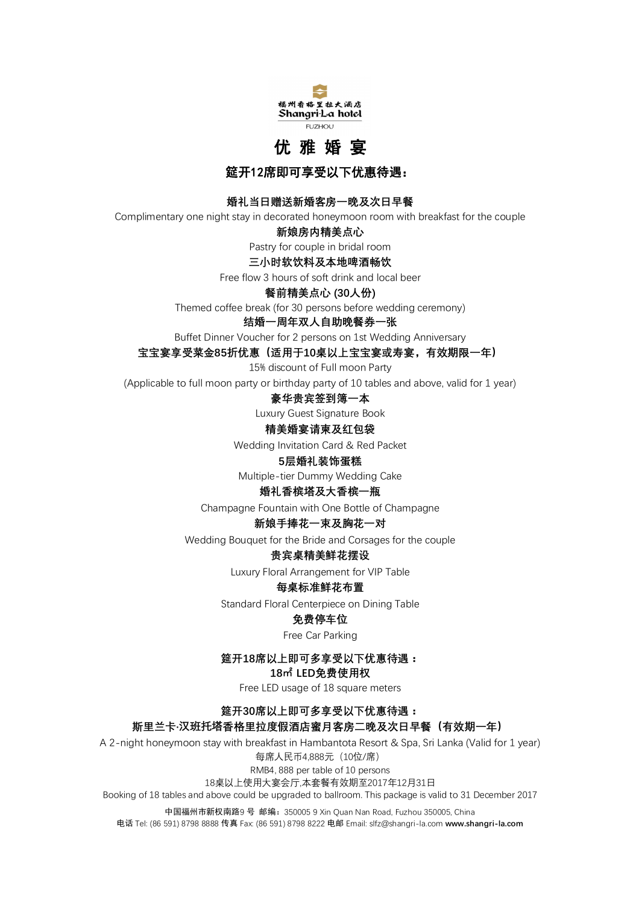福州香格里拉大酒店
Shangri-La hotel
FUZHOU

# 优 雅 婚 宴

## 筵开12席即可享受以下优惠待遇：

**婚礼当日赠送新婚客房一晚及次日早餐**
Complimentary one night stay in decorated honeymoon room with breakfast for the couple

**新娘房内精美点心**
Pastry for couple in bridal room

**三小时软饮料及本地啤酒畅饮**
Free flow 3 hours of soft drink and local beer

**餐前精美点心 (30人份)**
Themed coffee break (for 30 persons before wedding ceremony)

**结婚一周年双人自助晚餐券一张**
Buffet Dinner Voucher for 2 persons on 1st Wedding Anniversary

**宝宝宴享受菜金85折优惠（适用于10桌以上宝宝宴或寿宴，有效期限一年）**
15% discount of Full moon Party
(Applicable to full moon party or birthday party of 10 tables and above, valid for 1 year)

**豪华贵宾签到簿一本**
Luxury Guest Signature Book

**精美婚宴请柬及红包袋**
Wedding Invitation Card & Red Packet

**5层婚礼装饰蛋糕**
Multiple-tier Dummy Wedding Cake

**婚礼香槟塔及大香槟一瓶**
Champagne Fountain with One Bottle of Champagne

**新娘手捧花一束及胸花一对**
Wedding Bouquet for the Bride and Corsages for the couple

**贵宾桌精美鲜花摆设**
Luxury Floral Arrangement for VIP Table

**每桌标准鲜花布置**
Standard Floral Centerpiece on Dining Table

**免费停车位**
Free Car Parking

## 筵开18席以上即可多享受以下优惠待遇：

**18㎡ LED免费使用权**
Free LED usage of 18 square meters

## 筵开30席以上即可多享受以下优惠待遇：

**斯里兰卡·汉班托塔香格里拉度假酒店蜜月客房二晚及次日早餐（有效期一年）**
A 2-night honeymoon stay with breakfast in Hambantota Resort & Spa, Sri Lanka (Valid for 1 year)

每席人民币4,888元（10位/席）
RMB4, 888 per table of 10 persons

18桌以上使用大宴会厅,本套餐有效期至2017年12月31日
Booking of 18 tables and above could be upgraded to ballroom. This package is valid to 31 December 2017

中国福州市新权南路9 号 邮编：350005 9 Xin Quan Nan Road, Fuzhou 350005, China
电话 Tel: (86 591) 8798 8888 传真 Fax: (86 591) 8798 8222 电邮 Email: slfz@shangri-la.com **www.shangri-la.com**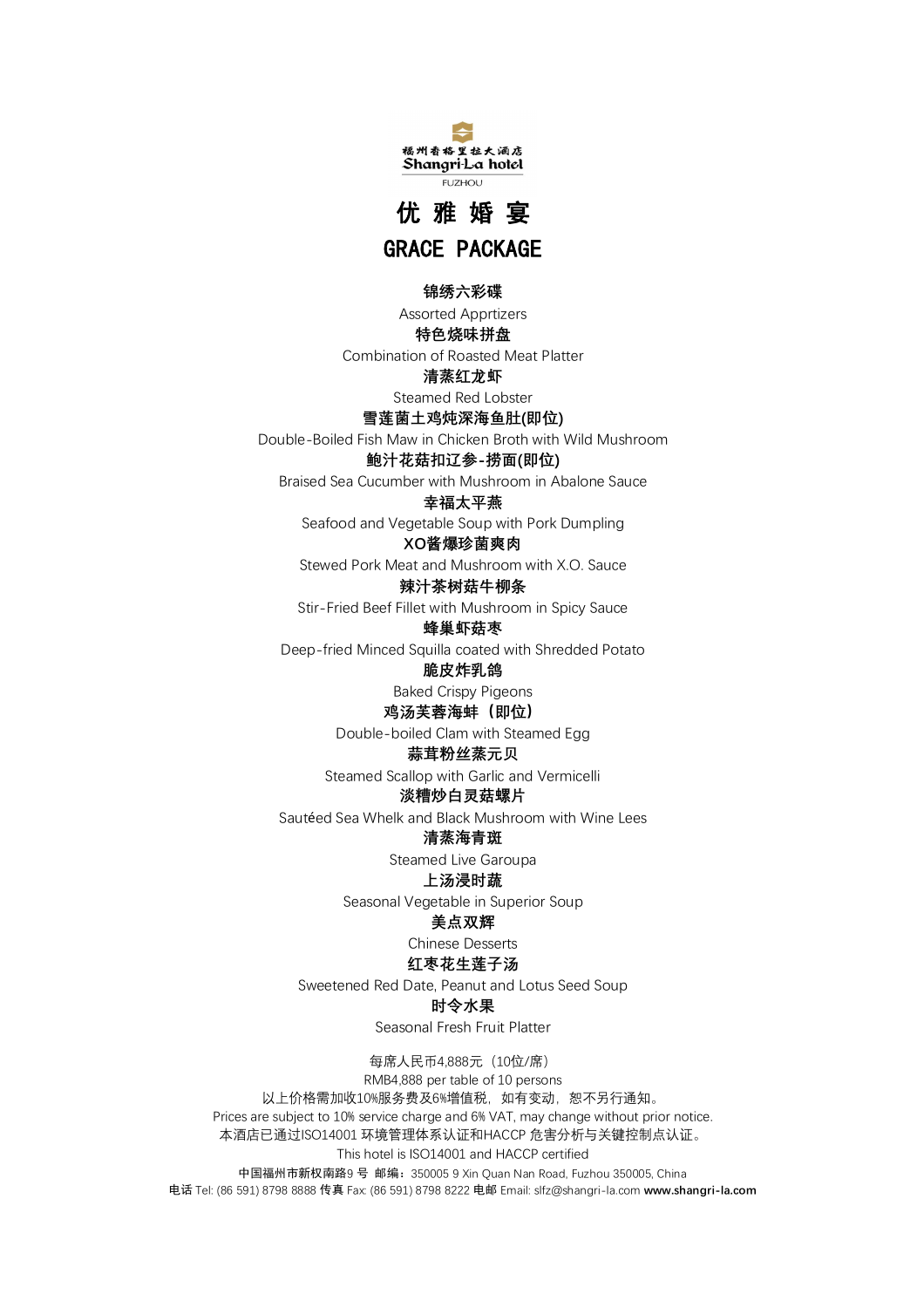福州香格里拉大酒店
Shangri-La hotel
FUZHOU

# 优 雅 婚 宴

# GRACE PACKAGE

**锦绣六彩碟**
Assorted Apprtizers
**特色烧味拼盘**
Combination of Roasted Meat Platter
**清蒸红龙虾**
Steamed Red Lobster
**雪莲菌土鸡炖深海鱼肚(即位)**
Double-Boiled Fish Maw in Chicken Broth with Wild Mushroom
**鲍汁花菇扣辽参-捞面(即位)**
Braised Sea Cucumber with Mushroom in Abalone Sauce
**幸福太平燕**
Seafood and Vegetable Soup with Pork Dumpling
**XO酱爆珍菌爽肉**
Stewed Pork Meat and Mushroom with X.O. Sauce
**辣汁茶树菇牛柳条**
Stir-Fried Beef Fillet with Mushroom in Spicy Sauce
**蜂巢虾菇枣**
Deep-fried Minced Squilla coated with Shredded Potato
**脆皮炸乳鸽**
Baked Crispy Pigeons
**鸡汤芙蓉海蚌（即位）**
Double-boiled Clam with Steamed Egg
**蒜茸粉丝蒸元贝**
Steamed Scallop with Garlic and Vermicelli
**淡糟炒白灵菇螺片**
Sautéed Sea Whelk and Black Mushroom with Wine Lees
**清蒸海青斑**
Steamed Live Garoupa
**上汤浸时蔬**
Seasonal Vegetable in Superior Soup
**美点双辉**
Chinese Desserts
**红枣花生莲子汤**
Sweetened Red Date, Peanut and Lotus Seed Soup
**时令水果**
Seasonal Fresh Fruit Platter

每席人民币4,888元（10位/席）
RMB4,888 per table of 10 persons
以上价格需加收10%服务费及6%增值税，如有变动，恕不另行通知。
Prices are subject to 10% service charge and 6% VAT, may change without prior notice.
本酒店已通过ISO14001 环境管理体系认证和HACCP 危害分析与关键控制点认证。
This hotel is ISO14001 and HACCP certified

**中国福州市新权南路9 号 邮编：**350005 9 Xin Quan Nan Road, Fuzhou 350005, China
**电话** Tel: (86 591) 8798 8888 **传真** Fax: (86 591) 8798 8222 **电邮** Email: slfz@shangri-la.com **www.shangri-la.com**